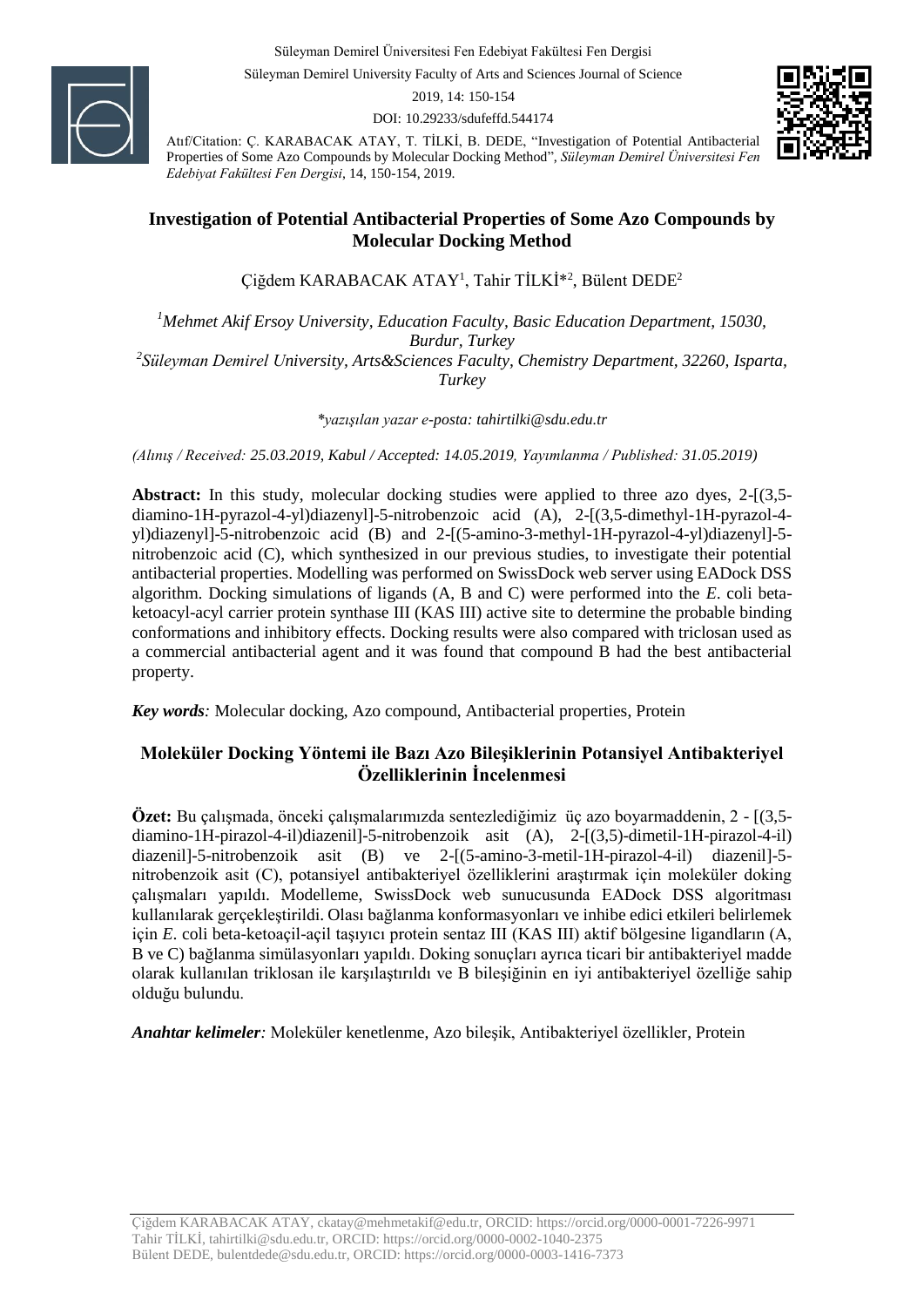Süleyman Demirel Üniversitesi Fen Edebiyat Fakültesi Fen Dergisi

Süleyman Demirel University Faculty of Arts and Sciences Journal of Science

2019, 14: 150-154

DOI: 10.29233/sdufeffd.544174

Atıf/Citation: Ç. KARABACAK ATAY, T. TİLKİ, B. DEDE, "Investigation of Potential Antibacterial Properties of Some Azo Compounds by Molecular Docking Method", *Süleyman Demirel Üniversitesi Fen Edebiyat Fakültesi Fen Dergisi*, 14, 150-154, 2019.

# Investigation of Potential Antibacterial Properties of Some Azo Compounds by Molecular Docking Method

Çiğdem KARABACAK ATAY[1], Tahir TİLKİ*[2], Bülent DEDE[2]

[1]*Mehmet Akif Ersoy University, Education Faculty, Basic Education Department, 15030, Burdur, Turkey*

[2]*Süleyman Demirel University, Arts&Sciences Faculty, Chemistry Department, 32260, Isparta, Turkey*

*\*yazışılan yazar e-posta: tahirtilki@sdu.edu.tr*

*(Alınış / Received: 25.03.2019, Kabul / Accepted: 14.05.2019, Yayımlanma / Published: 31.05.2019)*

**Abstract:** In this study, molecular docking studies were applied to three azo dyes, 2-[(3,5-diamino-1H-pyrazol-4-yl)diazenyl]-5-nitrobenzoic acid (A), 2-[(3,5-dimethyl-1H-pyrazol-4-yl)diazenyl]-5-nitrobenzoic acid (B) and 2-[(5-amino-3-methyl-1H-pyrazol-4-yl)diazenyl]-5-nitrobenzoic acid (C), which synthesized in our previous studies, to investigate their potential antibacterial properties. Modelling was performed on SwissDock web server using EADock DSS algorithm. Docking simulations of ligands (A, B and C) were performed into the *E*. coli beta-ketoacyl-acyl carrier protein synthase III (KAS III) active site to determine the probable binding conformations and inhibitory effects. Docking results were also compared with triclosan used as a commercial antibacterial agent and it was found that compound B had the best antibacterial property.

***Key words**:* Molecular docking, Azo compound, Antibacterial properties, Protein

## Moleküler Docking Yöntemi ile Bazı Azo Bileşiklerinin Potansiyel Antibakteriyel Özelliklerinin İncelenmesi

**Özet:** Bu çalışmada, önceki çalışmalarımızda sentezlediğimiz üç azo boyarmaddenin, 2 - [(3,5-diamino-1H-pirazol-4-il)diazenil]-5-nitrobenzoik asit (A), 2-[(3,5)-dimetil-1H-pirazol-4-il) diazenil]-5-nitrobenzoik asit (B) ve 2-[(5-amino-3-metil-1H-pirazol-4-il) diazenil]-5-nitrobenzoik asit (C), potansiyel antibakteriyel özelliklerini araştırmak için moleküler doking çalışmaları yapıldı. Modelleme, SwissDock web sunucusunda EADock DSS algoritması kullanılarak gerçekleştirildi. Olası bağlanma konformasyonları ve inhibe edici etkileri belirlemek için *E*. coli beta-ketoaçil-açil taşıyıcı protein sentaz III (KAS III) aktif bölgesine ligandların (A, B ve C) bağlanma simülasyonları yapıldı. Doking sonuçları ayrıca ticari bir antibakteriyel madde olarak kullanılan triklosan ile karşılaştırıldı ve B bileşiğinin en iyi antibakteriyel özelliğe sahip olduğu bulundu.

***Anahtar kelimeler**:* Moleküler kenetlenme, Azo bileşik, Antibakteriyel özellikler, Protein

Çiğdem KARABACAK ATAY, ckatay@mehmetakif@edu.tr, ORCID: https://orcid.org/0000-0001-7226-9971
Tahir TİLKİ, tahirtilki@sdu.edu.tr, ORCID: https://orcid.org/0000-0002-1040-2375
Bülent DEDE, bulentdede@sdu.edu.tr, ORCID: https://orcid.org/0000-0003-1416-7373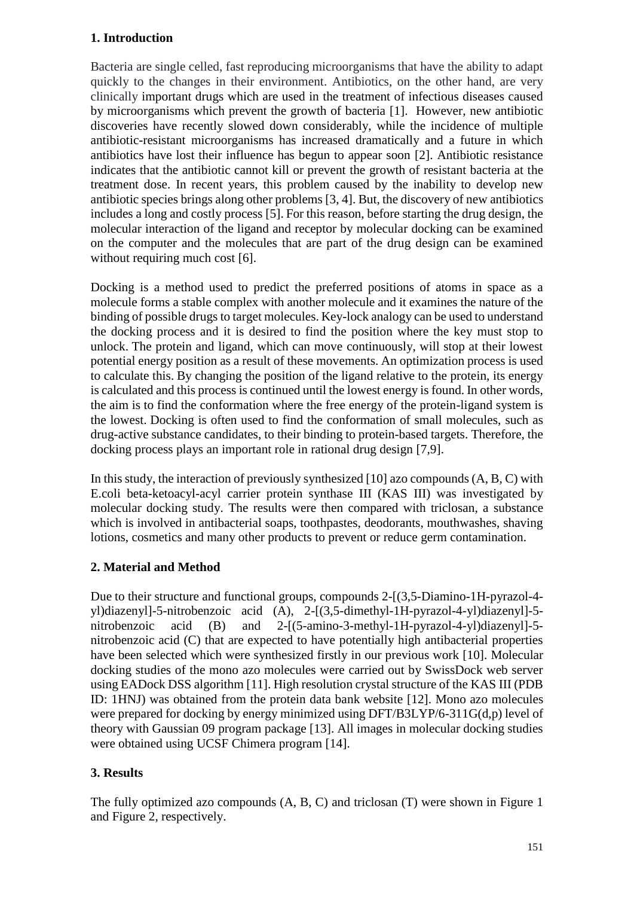## 1. Introduction

Bacteria are single celled, fast reproducing microorganisms that have the ability to adapt quickly to the changes in their environment. Antibiotics, on the other hand, are very clinically important drugs which are used in the treatment of infectious diseases caused by microorganisms which prevent the growth of bacteria [1]. However, new antibiotic discoveries have recently slowed down considerably, while the incidence of multiple antibiotic-resistant microorganisms has increased dramatically and a future in which antibiotics have lost their influence has begun to appear soon [2]. Antibiotic resistance indicates that the antibiotic cannot kill or prevent the growth of resistant bacteria at the treatment dose. In recent years, this problem caused by the inability to develop new antibiotic species brings along other problems [3, 4]. But, the discovery of new antibiotics includes a long and costly process [5]. For this reason, before starting the drug design, the molecular interaction of the ligand and receptor by molecular docking can be examined on the computer and the molecules that are part of the drug design can be examined without requiring much cost [6].

Docking is a method used to predict the preferred positions of atoms in space as a molecule forms a stable complex with another molecule and it examines the nature of the binding of possible drugs to target molecules. Key-lock analogy can be used to understand the docking process and it is desired to find the position where the key must stop to unlock. The protein and ligand, which can move continuously, will stop at their lowest potential energy position as a result of these movements. An optimization process is used to calculate this. By changing the position of the ligand relative to the protein, its energy is calculated and this process is continued until the lowest energy is found. In other words, the aim is to find the conformation where the free energy of the protein-ligand system is the lowest. Docking is often used to find the conformation of small molecules, such as drug-active substance candidates, to their binding to protein-based targets. Therefore, the docking process plays an important role in rational drug design [7,9].

In this study, the interaction of previously synthesized [10] azo compounds (A, B, C) with E.coli beta-ketoacyl-acyl carrier protein synthase III (KAS III) was investigated by molecular docking study. The results were then compared with triclosan, a substance which is involved in antibacterial soaps, toothpastes, deodorants, mouthwashes, shaving lotions, cosmetics and many other products to prevent or reduce germ contamination.

## 2. Material and Method

Due to their structure and functional groups, compounds 2-[(3,5-Diamino-1H-pyrazol-4-yl)diazenyl]-5-nitrobenzoic acid (A), 2-[(3,5-dimethyl-1H-pyrazol-4-yl)diazenyl]-5-nitrobenzoic acid (B) and 2-[(5-amino-3-methyl-1H-pyrazol-4-yl)diazenyl]-5-nitrobenzoic acid (C) that are expected to have potentially high antibacterial properties have been selected which were synthesized firstly in our previous work [10]. Molecular docking studies of the mono azo molecules were carried out by SwissDock web server using EADock DSS algorithm [11]. High resolution crystal structure of the KAS III (PDB ID: 1HNJ) was obtained from the protein data bank website [12]. Mono azo molecules were prepared for docking by energy minimized using DFT/B3LYP/6-311G(d,p) level of theory with Gaussian 09 program package [13]. All images in molecular docking studies were obtained using UCSF Chimera program [14].

## 3. Results

The fully optimized azo compounds (A, B, C) and triclosan (T) were shown in Figure 1 and Figure 2, respectively.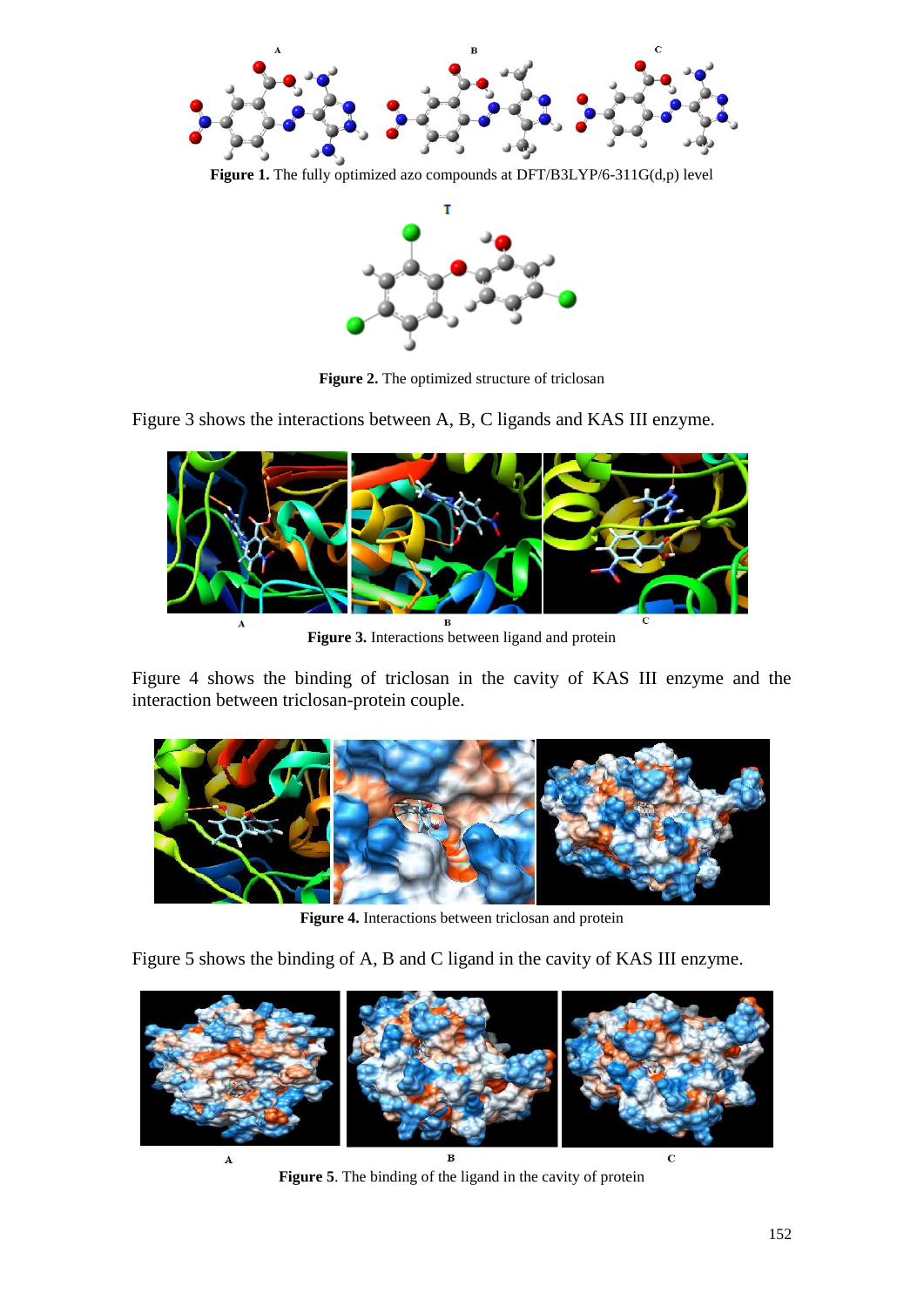**Figure 1.** The fully optimized azo compounds at DFT/B3LYP/6-311G(d,p) level

**Figure 2.** The optimized structure of triclosan

Figure 3 shows the interactions between A, B, C ligands and KAS III enzyme.

**Figure 3.** Interactions between ligand and protein

Figure 4 shows the binding of triclosan in the cavity of KAS III enzyme and the interaction between triclosan-protein couple.

**Figure 4.** Interactions between triclosan and protein

Figure 5 shows the binding of A, B and C ligand in the cavity of KAS III enzyme.

**Figure 5**. The binding of the ligand in the cavity of protein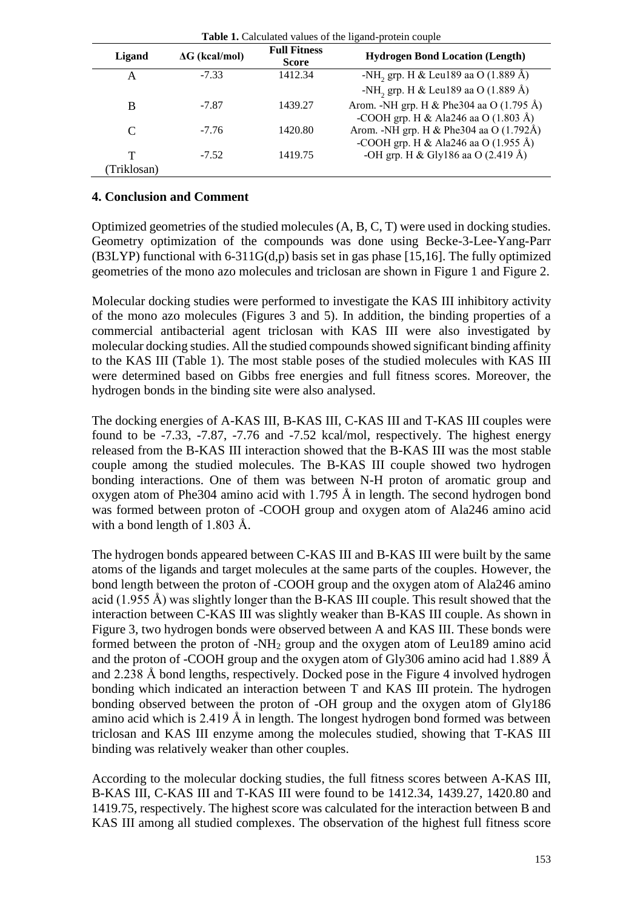**Table 1.** Calculated values of the ligand-protein couple

| Ligand | ΔG (kcal/mol) | Full Fitness Score | Hydrogen Bond Location (Length) |
|---|---|---|---|
| A | -7.33 | 1412.34 | -$NH_2$ grp. H & Leu189 aa O (1.889 Å) |
| | | | -$NH_2$ grp. H & Leu189 aa O (1.889 Å) |
| B | -7.87 | 1439.27 | Arom. -NH grp. H & Phe304 aa O (1.795 Å) |
| | | | -COOH grp. H & Ala246 aa O (1.803 Å) |
| C | -7.76 | 1420.80 | Arom. -NH grp. H & Phe304 aa O (1.792Å) |
| | | | -COOH grp. H & Ala246 aa O (1.955 Å) |
| T (Triklosan) | -7.52 | 1419.75 | -OH grp. H & Gly186 aa O (2.419 Å) |

## 4. Conclusion and Comment

Optimized geometries of the studied molecules (A, B, C, T) were used in docking studies. Geometry optimization of the compounds was done using Becke-3-Lee-Yang-Parr (B3LYP) functional with 6-311G(d,p) basis set in gas phase [15,16]. The fully optimized geometries of the mono azo molecules and triclosan are shown in Figure 1 and Figure 2.

Molecular docking studies were performed to investigate the KAS III inhibitory activity of the mono azo molecules (Figures 3 and 5). In addition, the binding properties of a commercial antibacterial agent triclosan with KAS III were also investigated by molecular docking studies. All the studied compounds showed significant binding affinity to the KAS III (Table 1). The most stable poses of the studied molecules with KAS III were determined based on Gibbs free energies and full fitness scores. Moreover, the hydrogen bonds in the binding site were also analysed.

The docking energies of A-KAS III, B-KAS III, C-KAS III and T-KAS III couples were found to be -7.33, -7.87, -7.76 and -7.52 kcal/mol, respectively. The highest energy released from the B-KAS III interaction showed that the B-KAS III was the most stable couple among the studied molecules. The B-KAS III couple showed two hydrogen bonding interactions. One of them was between N-H proton of aromatic group and oxygen atom of Phe304 amino acid with 1.795 Å in length. The second hydrogen bond was formed between proton of -COOH group and oxygen atom of Ala246 amino acid with a bond length of 1.803 Å.

The hydrogen bonds appeared between C-KAS III and B-KAS III were built by the same atoms of the ligands and target molecules at the same parts of the couples. However, the bond length between the proton of -COOH group and the oxygen atom of Ala246 amino acid (1.955 Å) was slightly longer than the B-KAS III couple. This result showed that the interaction between C-KAS III was slightly weaker than B-KAS III couple. As shown in Figure 3, two hydrogen bonds were observed between A and KAS III. These bonds were formed between the proton of -$NH_2$ group and the oxygen atom of Leu189 amino acid and the proton of -COOH group and the oxygen atom of Gly306 amino acid had 1.889 Å and 2.238 Å bond lengths, respectively. Docked pose in the Figure 4 involved hydrogen bonding which indicated an interaction between T and KAS III protein. The hydrogen bonding observed between the proton of -OH group and the oxygen atom of Gly186 amino acid which is 2.419 Å in length. The longest hydrogen bond formed was between triclosan and KAS III enzyme among the molecules studied, showing that T-KAS III binding was relatively weaker than other couples.

According to the molecular docking studies, the full fitness scores between A-KAS III, B-KAS III, C-KAS III and T-KAS III were found to be 1412.34, 1439.27, 1420.80 and 1419.75, respectively. The highest score was calculated for the interaction between B and KAS III among all studied complexes. The observation of the highest full fitness score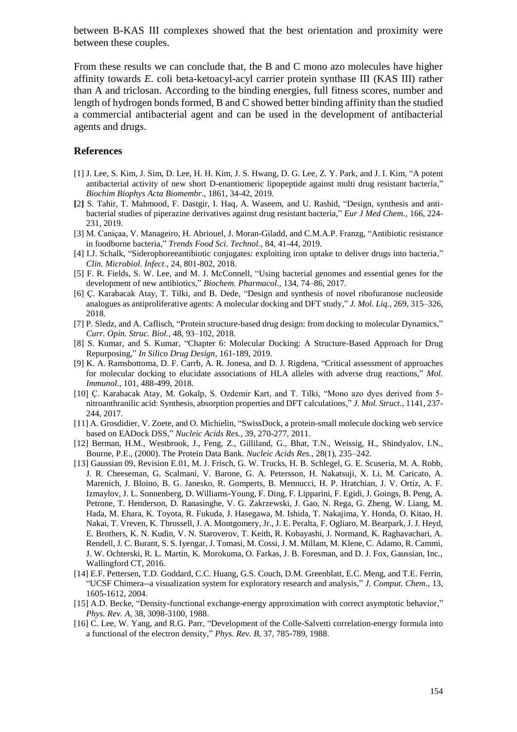between B-KAS III complexes showed that the best orientation and proximity were between these couples.

From these results we can conclude that, the B and C mono azo molecules have higher affinity towards *E*. coli beta-ketoacyl-acyl carrier protein synthase III (KAS III) rather than A and triclosan. According to the binding energies, full fitness scores, number and length of hydrogen bonds formed, B and C showed better binding affinity than the studied a commercial antibacterial agent and can be used in the development of antibacterial agents and drugs.

## References

[1] J. Lee, S. Kim, J. Sim, D. Lee, H. H. Kim, J. S. Hwang, D. G. Lee, Z. Y. Park, and J. I. Kim, "A potent antibacterial activity of new short D-enantiomeric lipopeptide against multi drug resistant bacteria," *Biochim Biophys Acta Biomembr.*, 1861, 34-42, 2019.

[2] S. Tahir, T. Mahmood, F. Dastgir, I. Haq, A. Waseem, and U. Rashid, "Design, synthesis and anti-bacterial studies of piperazine derivatives against drug resistant bacteria," *Eur J Med Chem.*, 166, 224-231, 2019.

[3] M. Caniçaa, V. Manageiro, H. Abriouel, J. Moran-Giladd, and C.M.A.P. Franzg, "Antibiotic resistance in foodborne bacteria," *Trends Food Sci. Technol.*, 84, 41-44, 2019.

[4] I.J. Schalk, "Siderophoreeantibiotic conjugates: exploiting iron uptake to deliver drugs into bacteria," *Clin. Microbiol. Infect.*, 24, 801-802, 2018.

[5] F. R. Fields, S. W. Lee, and M. J. McConnell, "Using bacterial genomes and essential genes for the development of new antibiotics," *Biochem. Pharmacol.*, 134, 74–86, 2017.

[6] Ç. Karabacak Atay, T. Tilki, and B. Dede, "Design and synthesis of novel ribofuranose nucleoside analogues as antiproliferative agents: A molecular docking and DFT study," *J. Mol. Liq.*, 269, 315–326, 2018.

[7] P. Sledz, and A. Caflisch, "Protein structure-based drug design: from docking to molecular Dynamics," *Curr. Opin. Struc. Biol.*, 48, 93–102, 2018.

[8] S. Kumar, and S. Kumar, "Chapter 6: Molecular Docking: A Structure-Based Approach for Drug Repurposing," *In Silico Drug Design*, 161-189, 2019.

[9] K. A. Ramsbottoma, D. F. Carrb, A. R. Jonesa, and D. J. Rigdena, "Critical assessment of approaches for molecular docking to elucidate associations of HLA alleles with adverse drug reactions," *Mol. Immunol.*, 101, 488-499, 2018.

[10] Ç. Karabacak Atay, M. Gokalp, S. Ozdemir Kart, and T. Tilki, "Mono azo dyes derived from 5-nitroanthranilic acid: Synthesis, absorption properties and DFT calculations," *J. Mol. Struct.*, 1141, 237-244, 2017.

[11] A. Grosdidier, V. Zoete, and O. Michielin, "SwissDock, a protein-small molecule docking web service based on EADock DSS," *Nucleic Acids Res.*, 39, 270-277, 2011.

[12] Berman, H.M., Westbrook, J., Feng, Z., Gilliland, G., Bhat, T.N., Weissig, H., Shindyalov, I.N., Bourne, P.E., (2000). The Protein Data Bank. *Nucleic Acids Res*., 28(1), 235–242.

[13] Gaussian 09, Revision E.01, M. J. Frisch, G. W. Trucks, H. B. Schlegel, G. E. Scuseria, M. A. Robb, J. R. Cheeseman, G. Scalmani, V. Barone, G. A. Petersson, H. Nakatsuji, X. Li, M. Caricato, A. Marenich, J. Bloino, B. G. Janesko, R. Gomperts, B. Mennucci, H. P. Hratchian, J. V. Ortiz, A. F. Izmaylov, J. L. Sonnenberg, D. Williams-Young, F. Ding, F. Lipparini, F. Egidi, J. Goings, B. Peng, A. Petrone, T. Henderson, D. Ranasinghe, V. G. Zakrzewski, J. Gao, N. Rega, G. Zheng, W. Liang, M. Hada, M. Ehara, K. Toyota, R. Fukuda, J. Hasegawa, M. Ishida, T. Nakajima, Y. Honda, O. Kitao, H. Nakai, T. Vreven, K. Throssell, J. A. Montgomery, Jr., J. E. Peralta, F. Ogliaro, M. Bearpark, J. J. Heyd, E. Brothers, K. N. Kudin, V. N. Staroverov, T. Keith, R. Kobayashi, J. Normand, K. Raghavachari, A. Rendell, J. C. Burant, S. S. Iyengar, J. Tomasi, M. Cossi, J. M. Millam, M. Klene, C. Adamo, R. Cammi, J. W. Ochterski, R. L. Martin, K. Morokuma, O. Farkas, J. B. Foresman, and D. J. Fox, Gaussian, Inc., Wallingford CT, 2016.

[14] E.F. Pettersen, T.D. Goddard, C.C. Huang, G.S. Couch, D.M. Greenblatt, E.C. Meng, and T.E. Ferrin, "UCSF Chimera--a visualization system for exploratory research and analysis," *J. Comput. Chem.*, 13, 1605-1612, 2004.

[15] A.D. Becke, "Density-functional exchange-energy approximation with correct asymptotic behavior," *Phys. Rev. A*, 38, 3098-3100, 1988.

[16] C. Lee, W. Yang, and R.G. Parr, "Development of the Colle-Salvetti correlation-energy formula into a functional of the electron density," *Phys. Rev. B*, 37, 785-789, 1988.